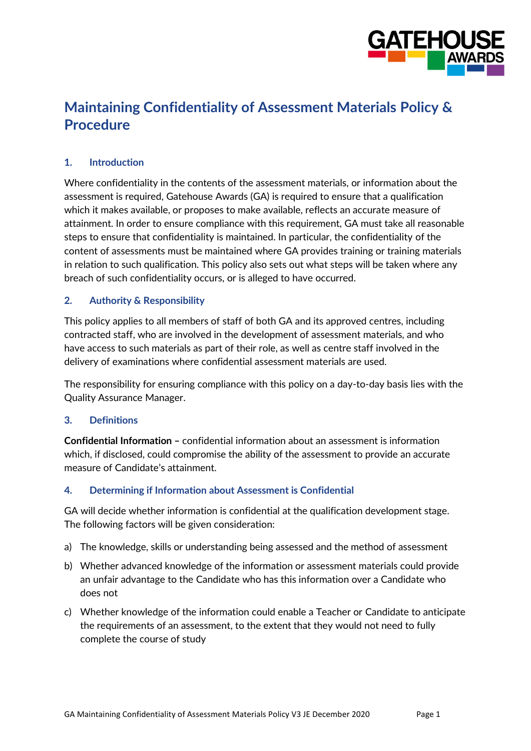# Maintaining Confidentiality of Assessment Materials Policy & Procedure

## 1. Introduction

Where confidentiality in the contents of the assessment materials, or information about the assessment is required, Gatehouse Awards (GA) is required to ensure that a qualification which it makes available, or proposes to make available, reflects an accurate measure of attainment. In order to ensure compliance with this requirement, GA must take all reasonable steps to ensure that confidentiality is maintained. In particular, the confidentiality of the content of assessments must be maintained where GA provides training or training materials in relation to such qualification. This policy also sets out what steps will be taken where any breach of such confidentiality occurs, or is alleged to have occurred.

## 2. Authority & Responsibility

This policy applies to all members of staff of both GA and its approved centres, including contracted staff, who are involved in the development of assessment materials, and who have access to such materials as part of their role, as well as centre staff involved in the delivery of examinations where confidential assessment materials are used.

The responsibility for ensuring compliance with this policy on a day-to-day basis lies with the Quality Assurance Manager.

## 3. Definitions

**Confidential Information –** confidential information about an assessment is information which, if disclosed, could compromise the ability of the assessment to provide an accurate measure of Candidate's attainment.

## 4. Determining if Information about Assessment is Confidential

GA will decide whether information is confidential at the qualification development stage. The following factors will be given consideration:

a) The knowledge, skills or understanding being assessed and the method of assessment

b) Whether advanced knowledge of the information or assessment materials could provide an unfair advantage to the Candidate who has this information over a Candidate who does not

c) Whether knowledge of the information could enable a Teacher or Candidate to anticipate the requirements of an assessment, to the extent that they would not need to fully complete the course of study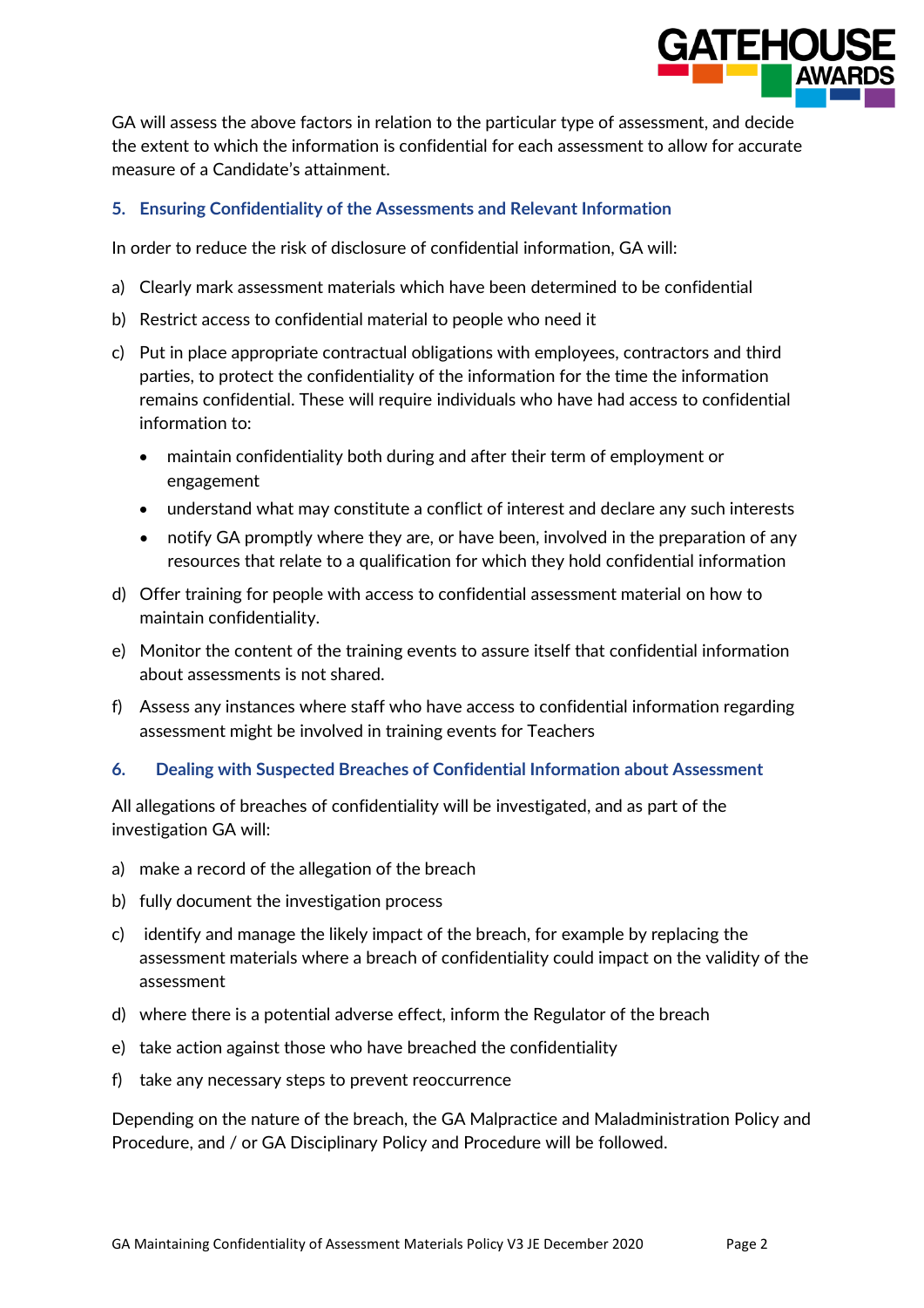GA will assess the above factors in relation to the particular type of assessment, and decide the extent to which the information is confidential for each assessment to allow for accurate measure of a Candidate's attainment.

## 5. Ensuring Confidentiality of the Assessments and Relevant Information

In order to reduce the risk of disclosure of confidential information, GA will:

a) Clearly mark assessment materials which have been determined to be confidential

b) Restrict access to confidential material to people who need it

c) Put in place appropriate contractual obligations with employees, contractors and third parties, to protect the confidentiality of the information for the time the information remains confidential. These will require individuals who have had access to confidential information to:

- maintain confidentiality both during and after their term of employment or engagement
- understand what may constitute a conflict of interest and declare any such interests
- notify GA promptly where they are, or have been, involved in the preparation of any resources that relate to a qualification for which they hold confidential information

d) Offer training for people with access to confidential assessment material on how to maintain confidentiality.

e) Monitor the content of the training events to assure itself that confidential information about assessments is not shared.

f) Assess any instances where staff who have access to confidential information regarding assessment might be involved in training events for Teachers

## 6. Dealing with Suspected Breaches of Confidential Information about Assessment

All allegations of breaches of confidentiality will be investigated, and as part of the investigation GA will:

a) make a record of the allegation of the breach

b) fully document the investigation process

c) identify and manage the likely impact of the breach, for example by replacing the assessment materials where a breach of confidentiality could impact on the validity of the assessment

d) where there is a potential adverse effect, inform the Regulator of the breach

e) take action against those who have breached the confidentiality

f) take any necessary steps to prevent reoccurrence

Depending on the nature of the breach, the GA Malpractice and Maladministration Policy and Procedure, and / or GA Disciplinary Policy and Procedure will be followed.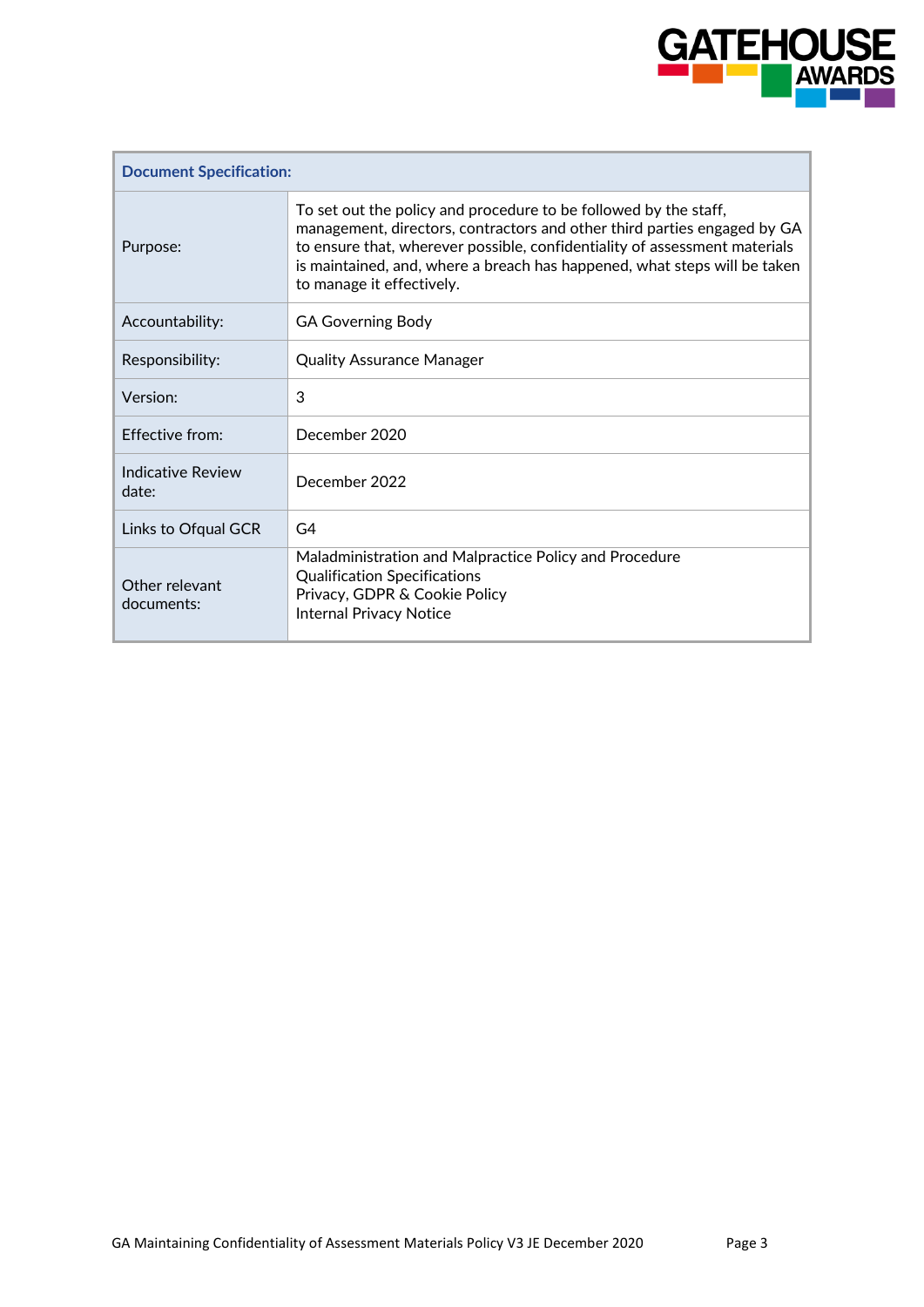| Document Specification: | |
|---|---|
| Purpose: | To set out the policy and procedure to be followed by the staff, management, directors, contractors and other third parties engaged by GA to ensure that, wherever possible, confidentiality of assessment materials is maintained, and, where a breach has happened, what steps will be taken to manage it effectively. |
| Accountability: | GA Governing Body |
| Responsibility: | Quality Assurance Manager |
| Version: | 3 |
| Effective from: | December 2020 |
| Indicative Review date: | December 2022 |
| Links to Ofqual GCR | G4 |
| Other relevant documents: | Maladministration and Malpractice Policy and Procedure<br>Qualification Specifications<br>Privacy, GDPR & Cookie Policy<br>Internal Privacy Notice |